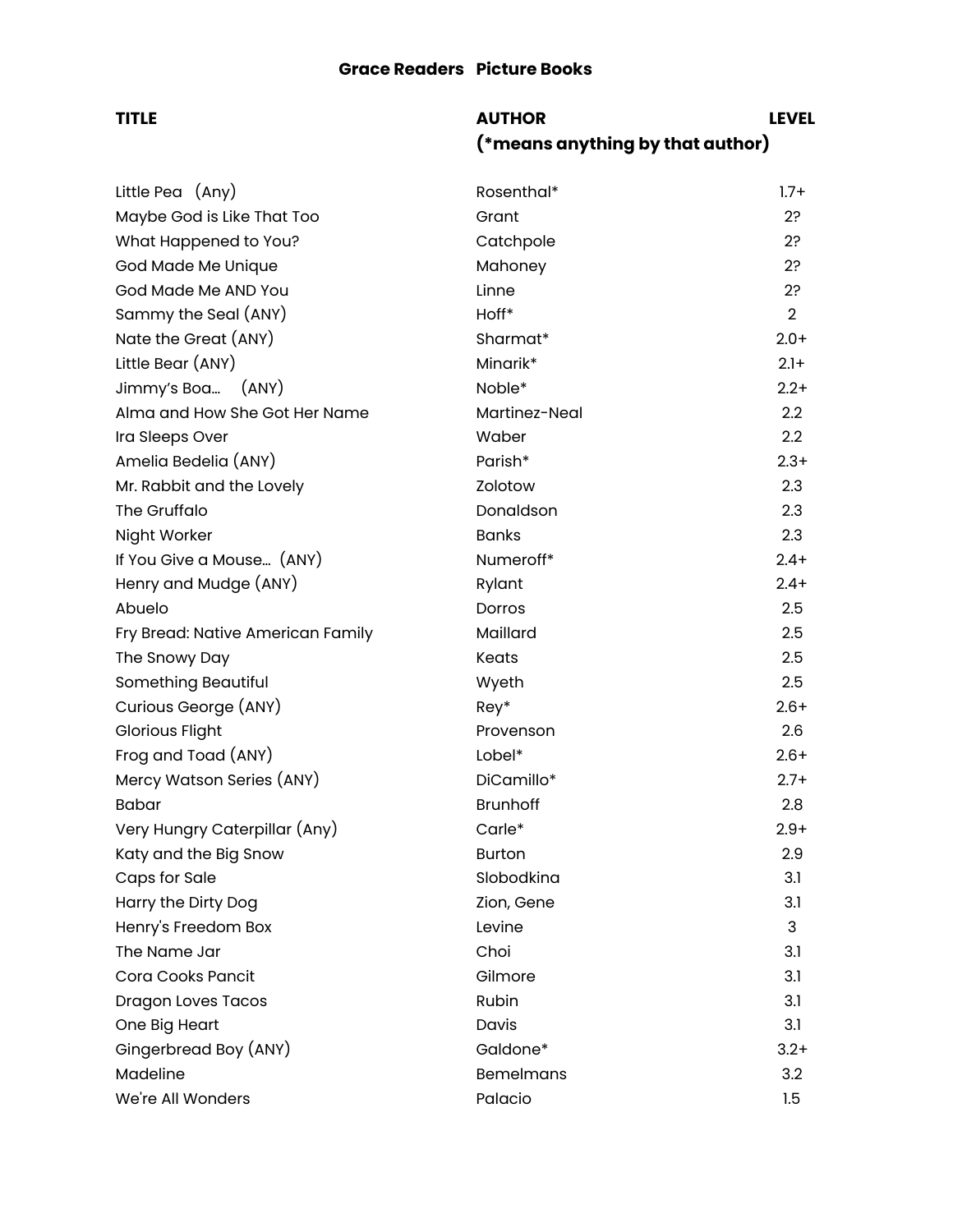## Grace Readers Picture Books

| TITLE | AUTHOR (*means anything by that author) | LEVEL |
|---|---|---|
| Little Pea (Any) | Rosenthal* | 1.7+ |
| Maybe God is Like That Too | Grant | 2? |
| What Happened to You? | Catchpole | 2? |
| God Made Me Unique | Mahoney | 2? |
| God Made Me AND You | Linne | 2? |
| Sammy the Seal (ANY) | Hoff* | 2 |
| Nate the Great (ANY) | Sharmat* | 2.0+ |
| Little Bear (ANY) | Minarik* | 2.1+ |
| Jimmy's Boa... (ANY) | Noble* | 2.2+ |
| Alma and How She Got Her Name | Martinez-Neal | 2.2 |
| Ira Sleeps Over | Waber | 2.2 |
| Amelia Bedelia (ANY) | Parish* | 2.3+ |
| Mr. Rabbit and the Lovely | Zolotow | 2.3 |
| The Gruffalo | Donaldson | 2.3 |
| Night Worker | Banks | 2.3 |
| If You Give a Mouse... (ANY) | Numeroff* | 2.4+ |
| Henry and Mudge (ANY) | Rylant | 2.4+ |
| Abuelo | Dorros | 2.5 |
| Fry Bread: Native American Family | Maillard | 2.5 |
| The Snowy Day | Keats | 2.5 |
| Something Beautiful | Wyeth | 2.5 |
| Curious George (ANY) | Rey* | 2.6+ |
| Glorious Flight | Provenson | 2.6 |
| Frog and Toad (ANY) | Lobel* | 2.6+ |
| Mercy Watson Series (ANY) | DiCamillo* | 2.7+ |
| Babar | Brunhoff | 2.8 |
| Very Hungry Caterpillar (Any) | Carle* | 2.9+ |
| Katy and the Big Snow | Burton | 2.9 |
| Caps for Sale | Slobodkina | 3.1 |
| Harry the Dirty Dog | Zion, Gene | 3.1 |
| Henry's Freedom Box | Levine | 3 |
| The Name Jar | Choi | 3.1 |
| Cora Cooks Pancit | Gilmore | 3.1 |
| Dragon Loves Tacos | Rubin | 3.1 |
| One Big Heart | Davis | 3.1 |
| Gingerbread Boy (ANY) | Galdone* | 3.2+ |
| Madeline | Bemelmans | 3.2 |
| We're All Wonders | Palacio | 1.5 |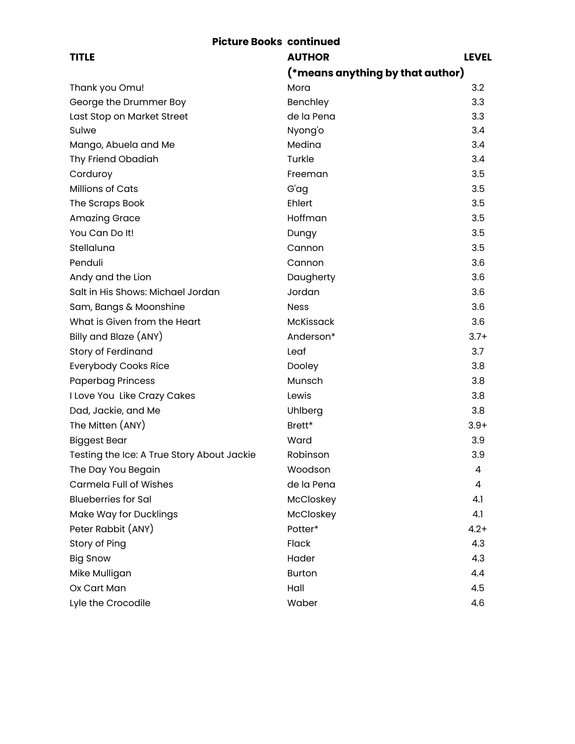## Picture Books continued

| TITLE | AUTHOR (*means anything by that author) | LEVEL |
|---|---|---|
| Thank you Omu! | Mora | 3.2 |
| George the Drummer Boy | Benchley | 3.3 |
| Last Stop on Market Street | de la Pena | 3.3 |
| Sulwe | Nyong'o | 3.4 |
| Mango, Abuela and Me | Medina | 3.4 |
| Thy Friend Obadiah | Turkle | 3.4 |
| Corduroy | Freeman | 3.5 |
| Millions of Cats | G'ag | 3.5 |
| The Scraps Book | Ehlert | 3.5 |
| Amazing Grace | Hoffman | 3.5 |
| You Can Do It! | Dungy | 3.5 |
| Stellaluna | Cannon | 3.5 |
| Penduli | Cannon | 3.6 |
| Andy and the Lion | Daugherty | 3.6 |
| Salt in His Shows: Michael Jordan | Jordan | 3.6 |
| Sam, Bangs & Moonshine | Ness | 3.6 |
| What is Given from the Heart | McKissack | 3.6 |
| Billy and Blaze (ANY) | Anderson* | 3.7+ |
| Story of Ferdinand | Leaf | 3.7 |
| Everybody Cooks Rice | Dooley | 3.8 |
| Paperbag Princess | Munsch | 3.8 |
| I Love You Like Crazy Cakes | Lewis | 3.8 |
| Dad, Jackie, and Me | Uhlberg | 3.8 |
| The Mitten (ANY) | Brett* | 3.9+ |
| Biggest Bear | Ward | 3.9 |
| Testing the Ice: A True Story About Jackie | Robinson | 3.9 |
| The Day You Begain | Woodson | 4 |
| Carmela Full of Wishes | de la Pena | 4 |
| Blueberries for Sal | McCloskey | 4.1 |
| Make Way for Ducklings | McCloskey | 4.1 |
| Peter Rabbit (ANY) | Potter* | 4.2+ |
| Story of Ping | Flack | 4.3 |
| Big Snow | Hader | 4.3 |
| Mike Mulligan | Burton | 4.4 |
| Ox Cart Man | Hall | 4.5 |
| Lyle the Crocodile | Waber | 4.6 |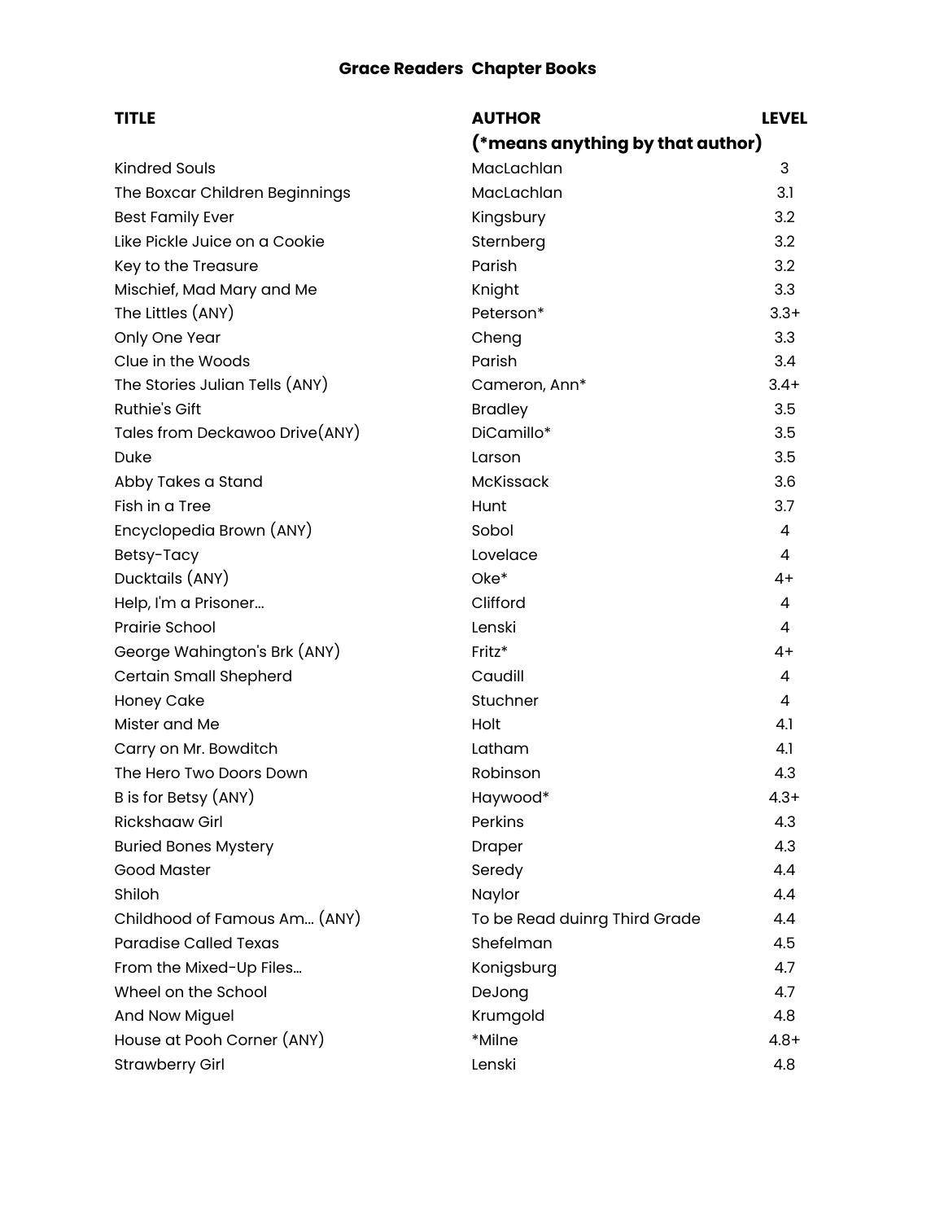**Grace Readers Chapter Books**

| TITLE | AUTHOR<br>(*means anything by that author) | LEVEL |
|---|---|---|
| Kindred Souls | MacLachlan | 3 |
| The Boxcar Children Beginnings | MacLachlan | 3.1 |
| Best Family Ever | Kingsbury | 3.2 |
| Like Pickle Juice on a Cookie | Sternberg | 3.2 |
| Key to the Treasure | Parish | 3.2 |
| Mischief, Mad Mary and Me | Knight | 3.3 |
| The Littles (ANY) | Peterson* | 3.3+ |
| Only One Year | Cheng | 3.3 |
| Clue in the Woods | Parish | 3.4 |
| The Stories Julian Tells (ANY) | Cameron, Ann* | 3.4+ |
| Ruthie's Gift | Bradley | 3.5 |
| Tales from Deckawoo Drive(ANY) | DiCamillo* | 3.5 |
| Duke | Larson | 3.5 |
| Abby Takes a Stand | McKissack | 3.6 |
| Fish in a Tree | Hunt | 3.7 |
| Encyclopedia Brown (ANY) | Sobol | 4 |
| Betsy-Tacy | Lovelace | 4 |
| Ducktails (ANY) | Oke* | 4+ |
| Help, I'm a Prisoner... | Clifford | 4 |
| Prairie School | Lenski | 4 |
| George Wahington's Brk (ANY) | Fritz* | 4+ |
| Certain Small Shepherd | Caudill | 4 |
| Honey Cake | Stuchner | 4 |
| Mister and Me | Holt | 4.1 |
| Carry on Mr. Bowditch | Latham | 4.1 |
| The Hero Two Doors Down | Robinson | 4.3 |
| B is for Betsy (ANY) | Haywood* | 4.3+ |
| Rickshaaw Girl | Perkins | 4.3 |
| Buried Bones Mystery | Draper | 4.3 |
| Good Master | Seredy | 4.4 |
| Shiloh | Naylor | 4.4 |
| Childhood of Famous Am... (ANY) | To be Read duinrg Third Grade | 4.4 |
| Paradise Called Texas | Shefelman | 4.5 |
| From the Mixed-Up Files... | Konigsburg | 4.7 |
| Wheel on the School | DeJong | 4.7 |
| And Now Miguel | Krumgold | 4.8 |
| House at Pooh Corner (ANY) | *Milne | 4.8+ |
| Strawberry Girl | Lenski | 4.8 |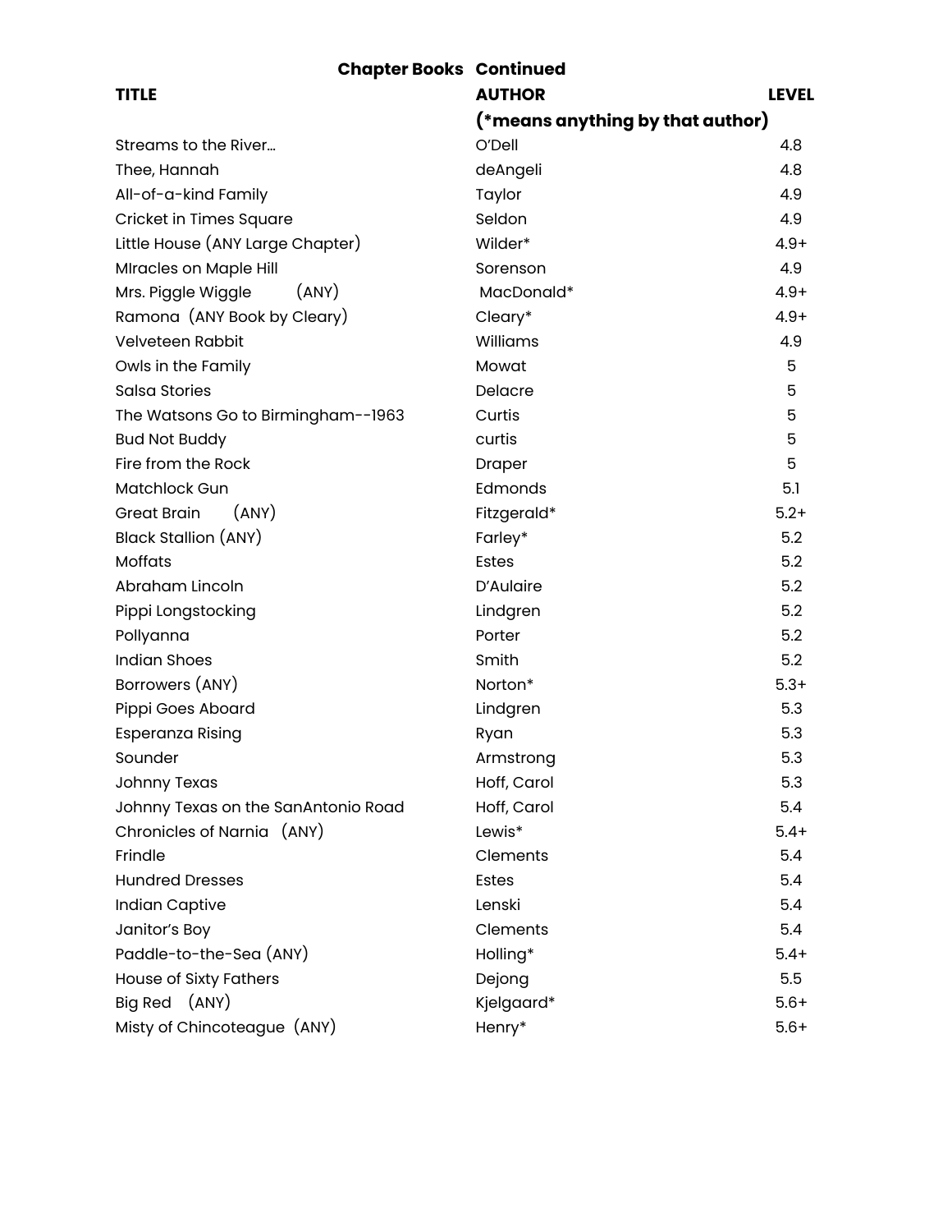## Chapter Books Continued

| TITLE | AUTHOR (*means anything by that author) | LEVEL |
|---|---|---|
| Streams to the River... | O'Dell | 4.8 |
| Thee, Hannah | deAngeli | 4.8 |
| All-of-a-kind Family | Taylor | 4.9 |
| Cricket in Times Square | Seldon | 4.9 |
| Little House (ANY Large Chapter) | Wilder* | 4.9+ |
| MIracles on Maple Hill | Sorenson | 4.9 |
| Mrs. Piggle Wiggle (ANY) | MacDonald* | 4.9+ |
| Ramona (ANY Book by Cleary) | Cleary* | 4.9+ |
| Velveteen Rabbit | Williams | 4.9 |
| Owls in the Family | Mowat | 5 |
| Salsa Stories | Delacre | 5 |
| The Watsons Go to Birmingham--1963 | Curtis | 5 |
| Bud Not Buddy | curtis | 5 |
| Fire from the Rock | Draper | 5 |
| Matchlock Gun | Edmonds | 5.1 |
| Great Brain (ANY) | Fitzgerald* | 5.2+ |
| Black Stallion (ANY) | Farley* | 5.2 |
| Moffats | Estes | 5.2 |
| Abraham Lincoln | D'Aulaire | 5.2 |
| Pippi Longstocking | Lindgren | 5.2 |
| Pollyanna | Porter | 5.2 |
| Indian Shoes | Smith | 5.2 |
| Borrowers (ANY) | Norton* | 5.3+ |
| Pippi Goes Aboard | Lindgren | 5.3 |
| Esperanza Rising | Ryan | 5.3 |
| Sounder | Armstrong | 5.3 |
| Johnny Texas | Hoff, Carol | 5.3 |
| Johnny Texas on the SanAntonio Road | Hoff, Carol | 5.4 |
| Chronicles of Narnia (ANY) | Lewis* | 5.4+ |
| Frindle | Clements | 5.4 |
| Hundred Dresses | Estes | 5.4 |
| Indian Captive | Lenski | 5.4 |
| Janitor's Boy | Clements | 5.4 |
| Paddle-to-the-Sea (ANY) | Holling* | 5.4+ |
| House of Sixty Fathers | Dejong | 5.5 |
| Big Red (ANY) | Kjelgaard* | 5.6+ |
| Misty of Chincoteague (ANY) | Henry* | 5.6+ |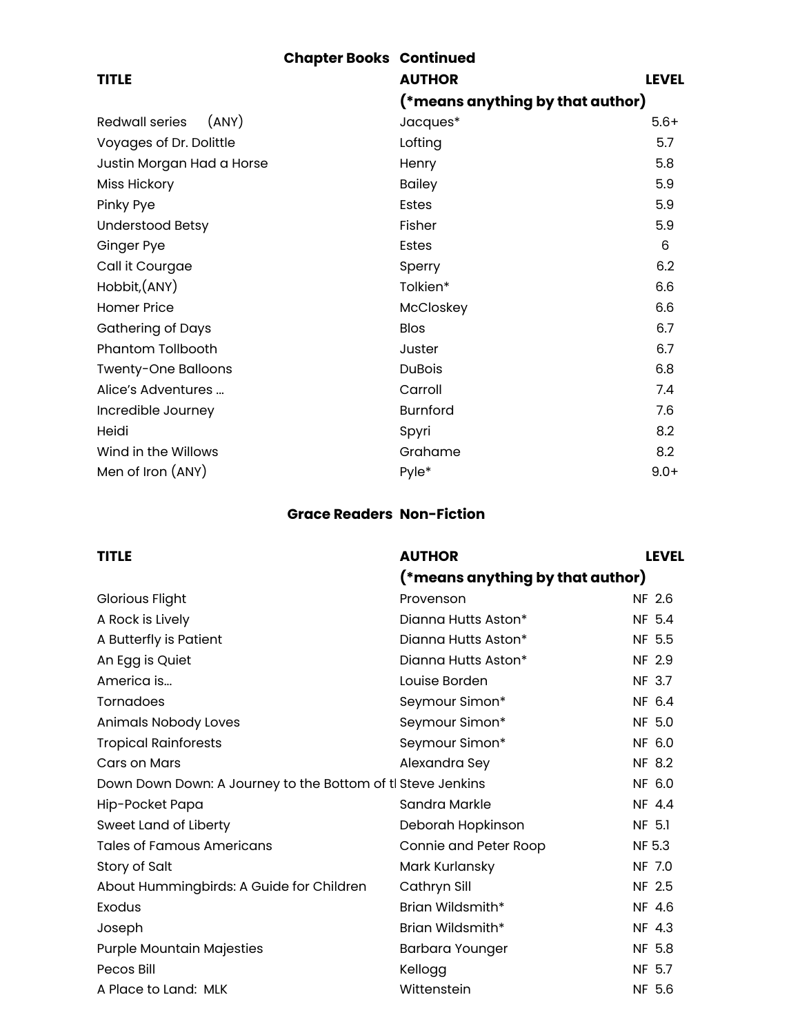## Chapter Books Continued

| TITLE | AUTHOR (*means anything by that author) | LEVEL |
|---|---|---|
| Redwall series (ANY) | Jacques* | 5.6+ |
| Voyages of Dr. Dolittle | Lofting | 5.7 |
| Justin Morgan Had a Horse | Henry | 5.8 |
| Miss Hickory | Bailey | 5.9 |
| Pinky Pye | Estes | 5.9 |
| Understood Betsy | Fisher | 5.9 |
| Ginger Pye | Estes | 6 |
| Call it Courgae | Sperry | 6.2 |
| Hobbit,(ANY) | Tolkien* | 6.6 |
| Homer Price | McCloskey | 6.6 |
| Gathering of Days | Blos | 6.7 |
| Phantom Tollbooth | Juster | 6.7 |
| Twenty-One Balloons | DuBois | 6.8 |
| Alice's Adventures ... | Carroll | 7.4 |
| Incredible Journey | Burnford | 7.6 |
| Heidi | Spyri | 8.2 |
| Wind in the Willows | Grahame | 8.2 |
| Men of Iron (ANY) | Pyle* | 9.0+ |

## Grace Readers Non-Fiction

| TITLE | AUTHOR (*means anything by that author) | LEVEL |
|---|---|---|
| Glorious Flight | Provenson | NF 2.6 |
| A Rock is Lively | Dianna Hutts Aston* | NF 5.4 |
| A Butterfly is Patient | Dianna Hutts Aston* | NF 5.5 |
| An Egg is Quiet | Dianna Hutts Aston* | NF 2.9 |
| America is... | Louise Borden | NF 3.7 |
| Tornadoes | Seymour Simon* | NF 6.4 |
| Animals Nobody Loves | Seymour Simon* | NF 5.0 |
| Tropical Rainforests | Seymour Simon* | NF 6.0 |
| Cars on Mars | Alexandra Sey | NF 8.2 |
| Down Down Down: A Journey to the Bottom of tl | Steve Jenkins | NF 6.0 |
| Hip-Pocket Papa | Sandra Markle | NF 4.4 |
| Sweet Land of Liberty | Deborah Hopkinson | NF 5.1 |
| Tales of Famous Americans | Connie and Peter Roop | NF 5.3 |
| Story of Salt | Mark Kurlansky | NF 7.0 |
| About Hummingbirds: A Guide for Children | Cathryn Sill | NF 2.5 |
| Exodus | Brian Wildsmith* | NF 4.6 |
| Joseph | Brian Wildsmith* | NF 4.3 |
| Purple Mountain Majesties | Barbara Younger | NF 5.8 |
| Pecos Bill | Kellogg | NF 5.7 |
| A Place to Land: MLK | Wittenstein | NF 5.6 |